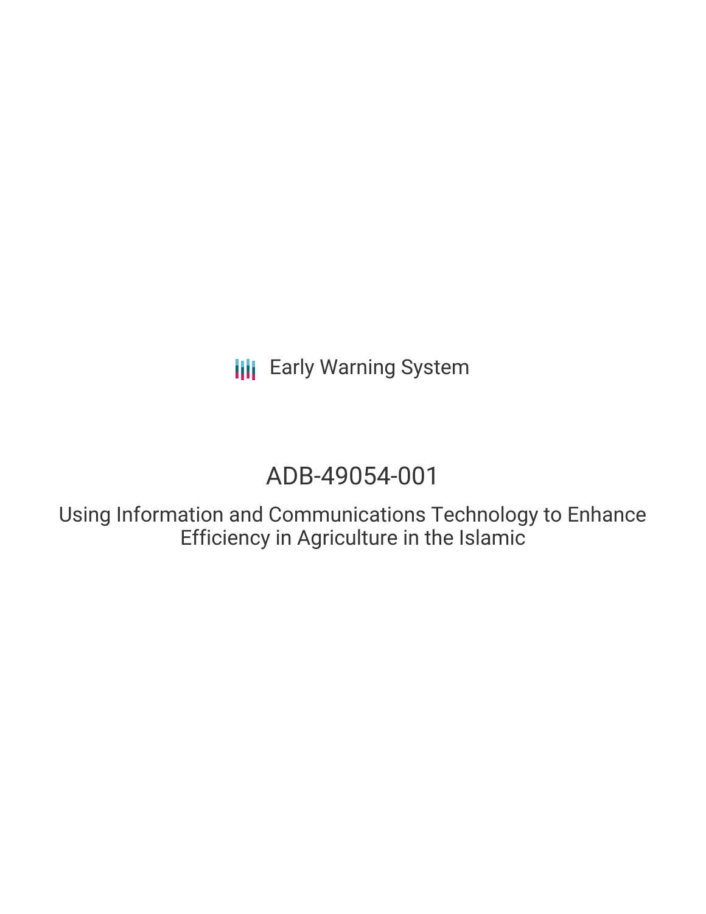Early Warning System

# ADB-49054-001

Using Information and Communications Technology to Enhance Efficiency in Agriculture in the Islamic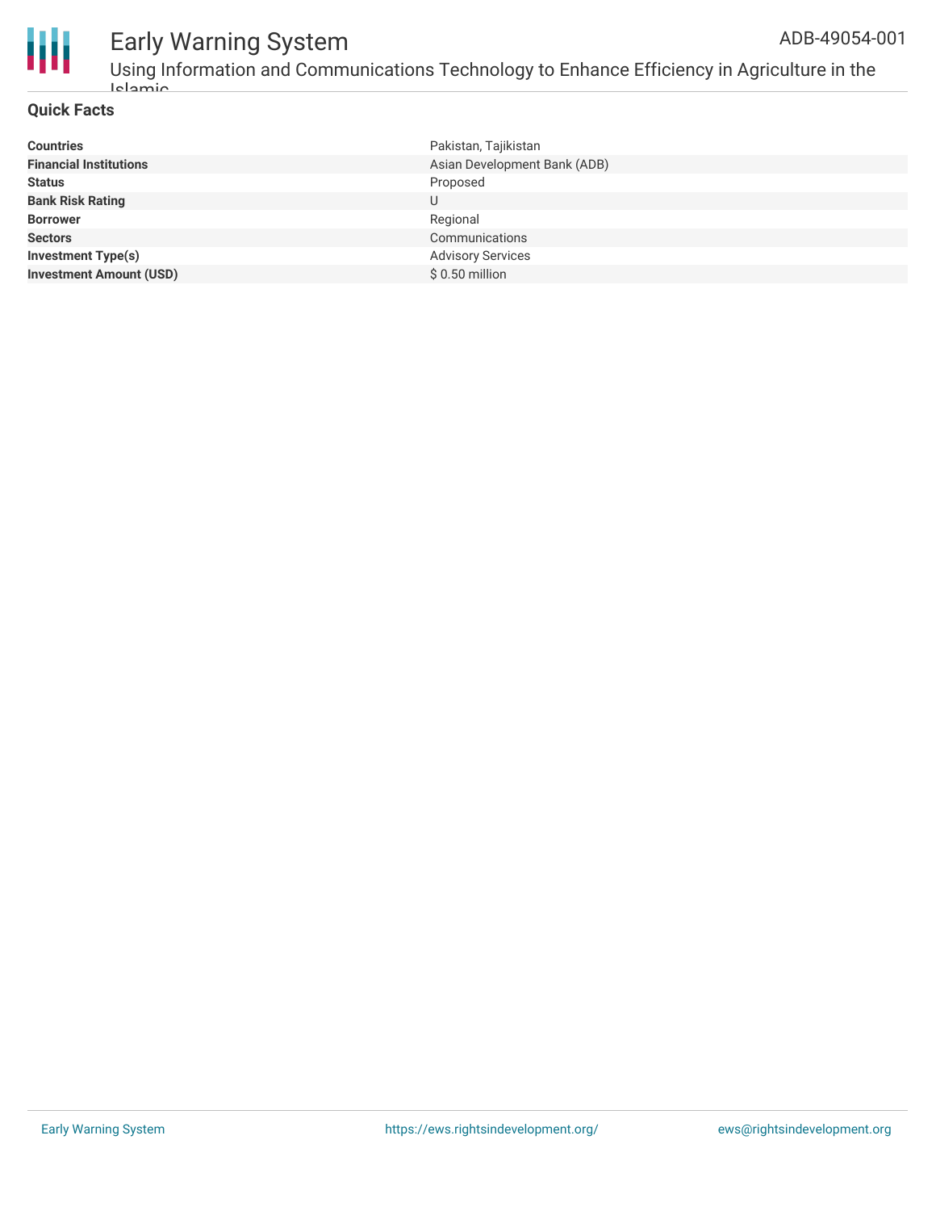## Quick Facts

| | |
|---|---|
| **Countries** | Pakistan, Tajikistan |
| **Financial Institutions** | Asian Development Bank (ADB) |
| **Status** | Proposed |
| **Bank Risk Rating** | U |
| **Borrower** | Regional |
| **Sectors** | Communications |
| **Investment Type(s)** | Advisory Services |
| **Investment Amount (USD)** | $ 0.50 million |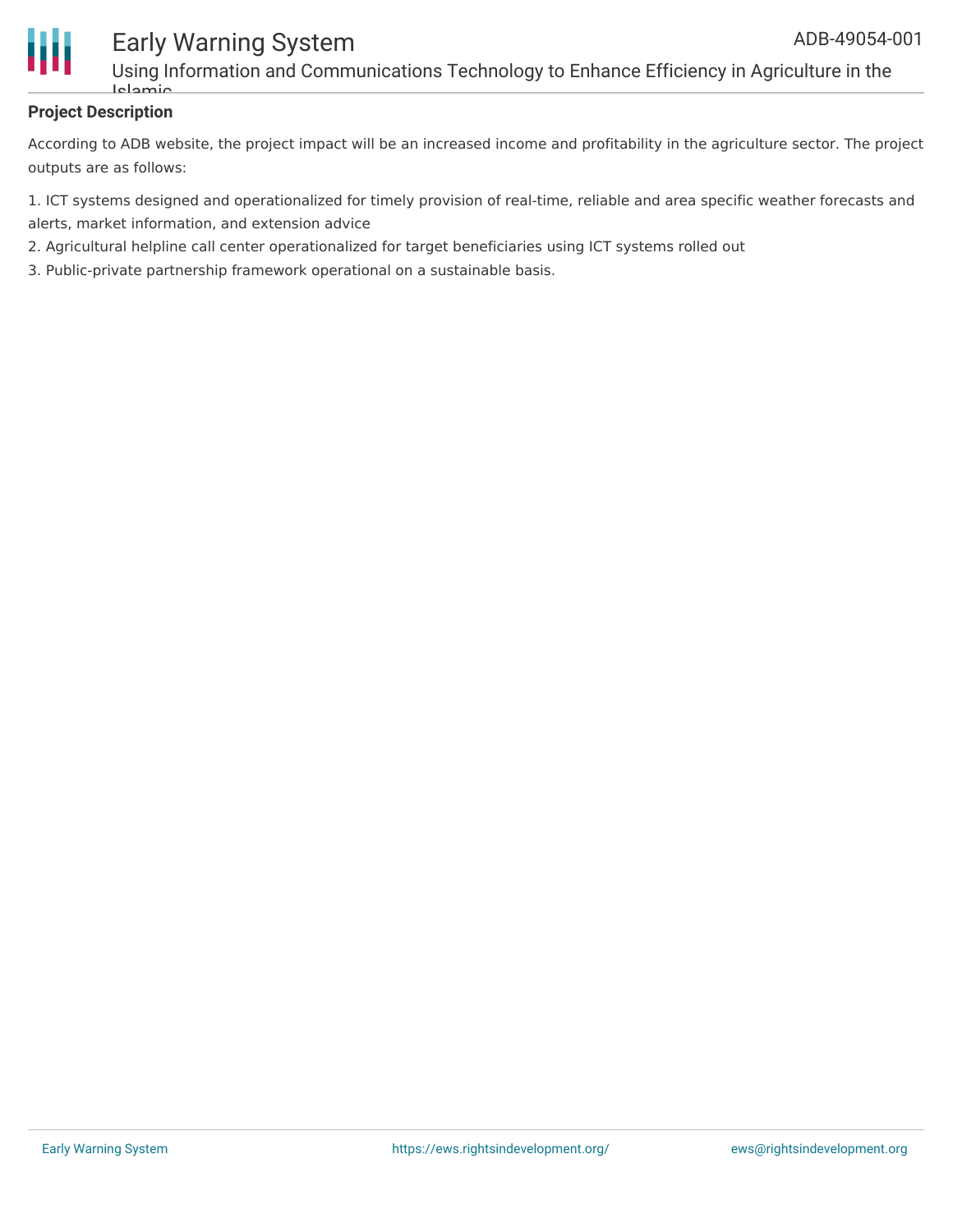## Project Description

According to ADB website, the project impact will be an increased income and profitability in the agriculture sector. The project outputs are as follows:

1. ICT systems designed and operationalized for timely provision of real-time, reliable and area specific weather forecasts and alerts, market information, and extension advice
2. Agricultural helpline call center operationalized for target beneficiaries using ICT systems rolled out
3. Public-private partnership framework operational on a sustainable basis.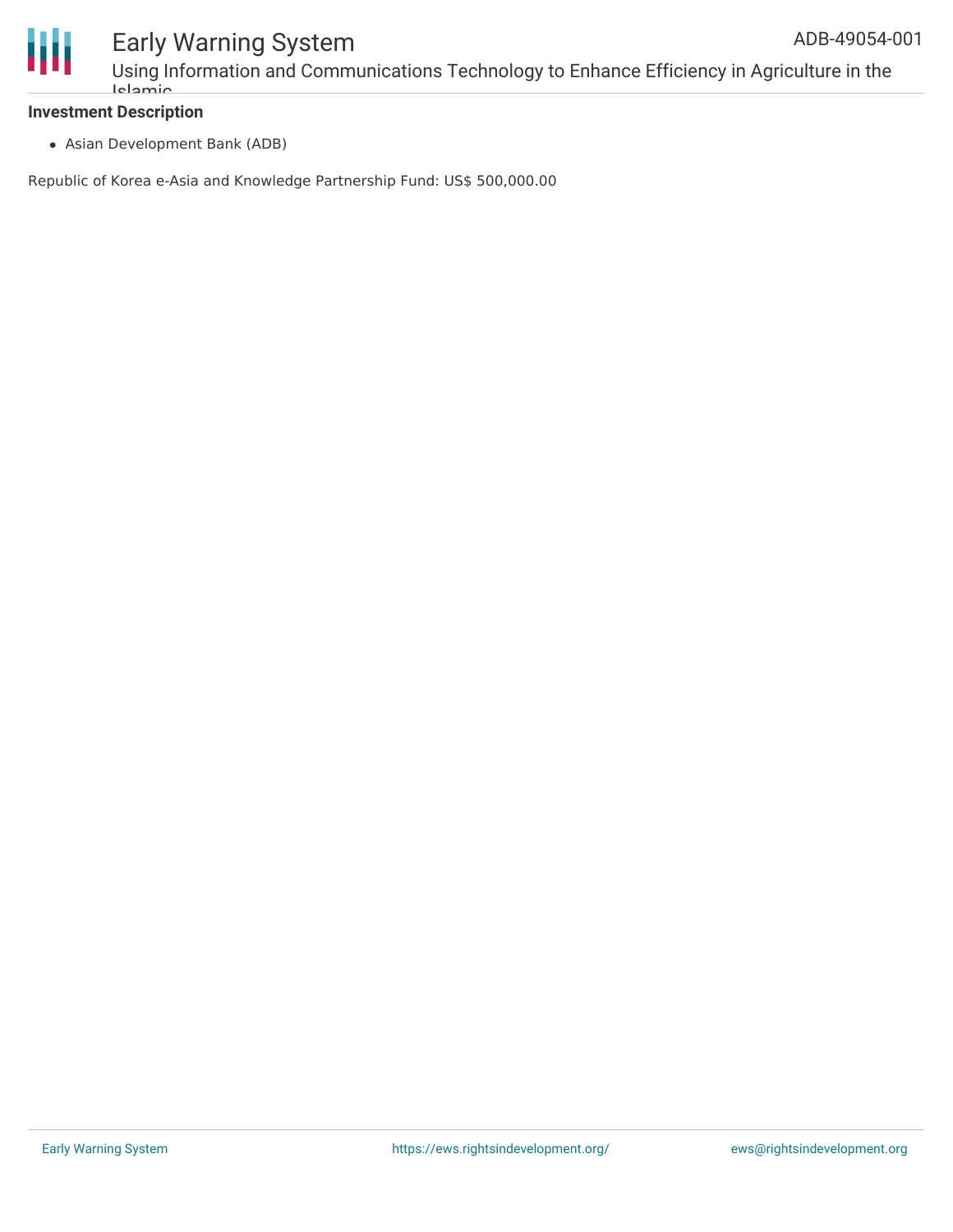### Investment Description

- Asian Development Bank (ADB)

Republic of Korea e-Asia and Knowledge Partnership Fund: US$ 500,000.00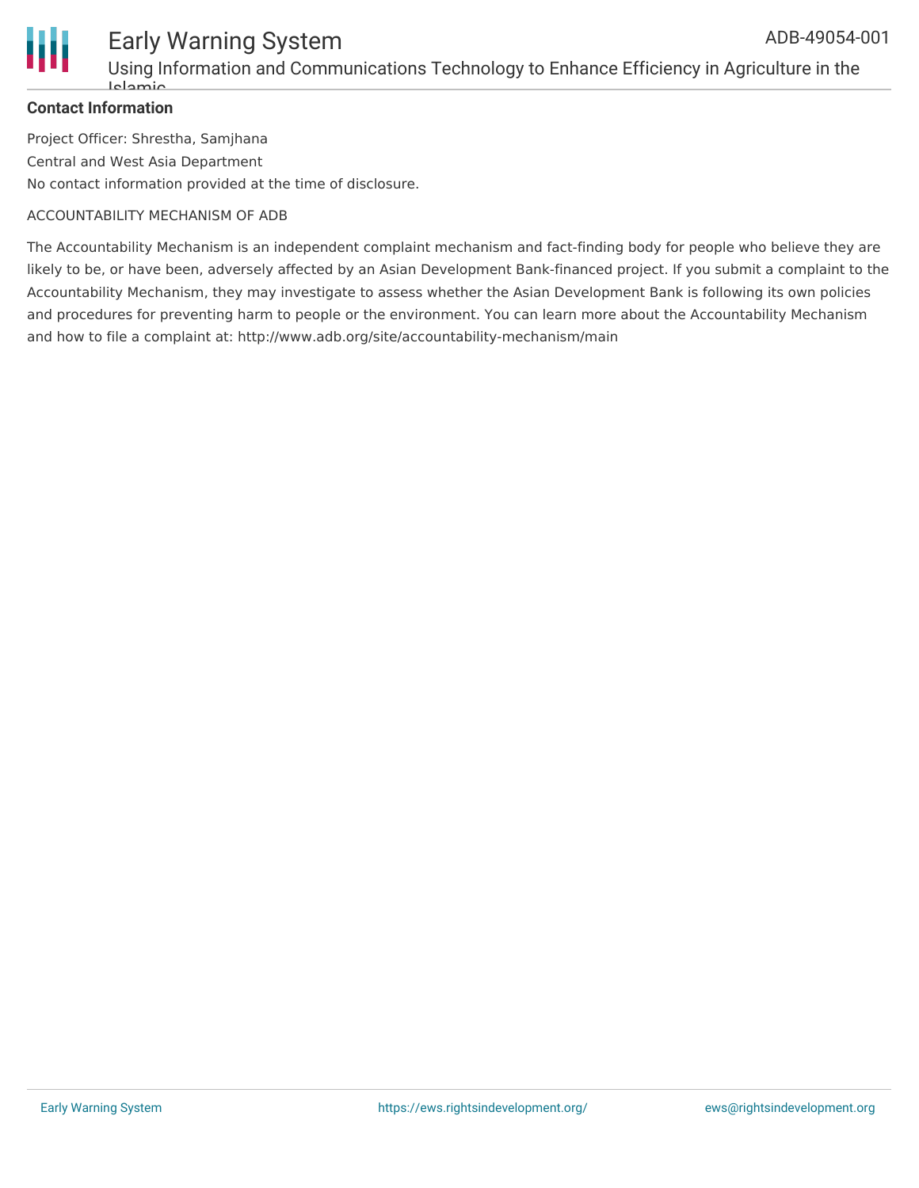**Contact Information**

Project Officer: Shrestha, Samjhana

Central and West Asia Department

No contact information provided at the time of disclosure.

ACCOUNTABILITY MECHANISM OF ADB

The Accountability Mechanism is an independent complaint mechanism and fact-finding body for people who believe they are likely to be, or have been, adversely affected by an Asian Development Bank-financed project. If you submit a complaint to the Accountability Mechanism, they may investigate to assess whether the Asian Development Bank is following its own policies and procedures for preventing harm to people or the environment. You can learn more about the Accountability Mechanism and how to file a complaint at: http://www.adb.org/site/accountability-mechanism/main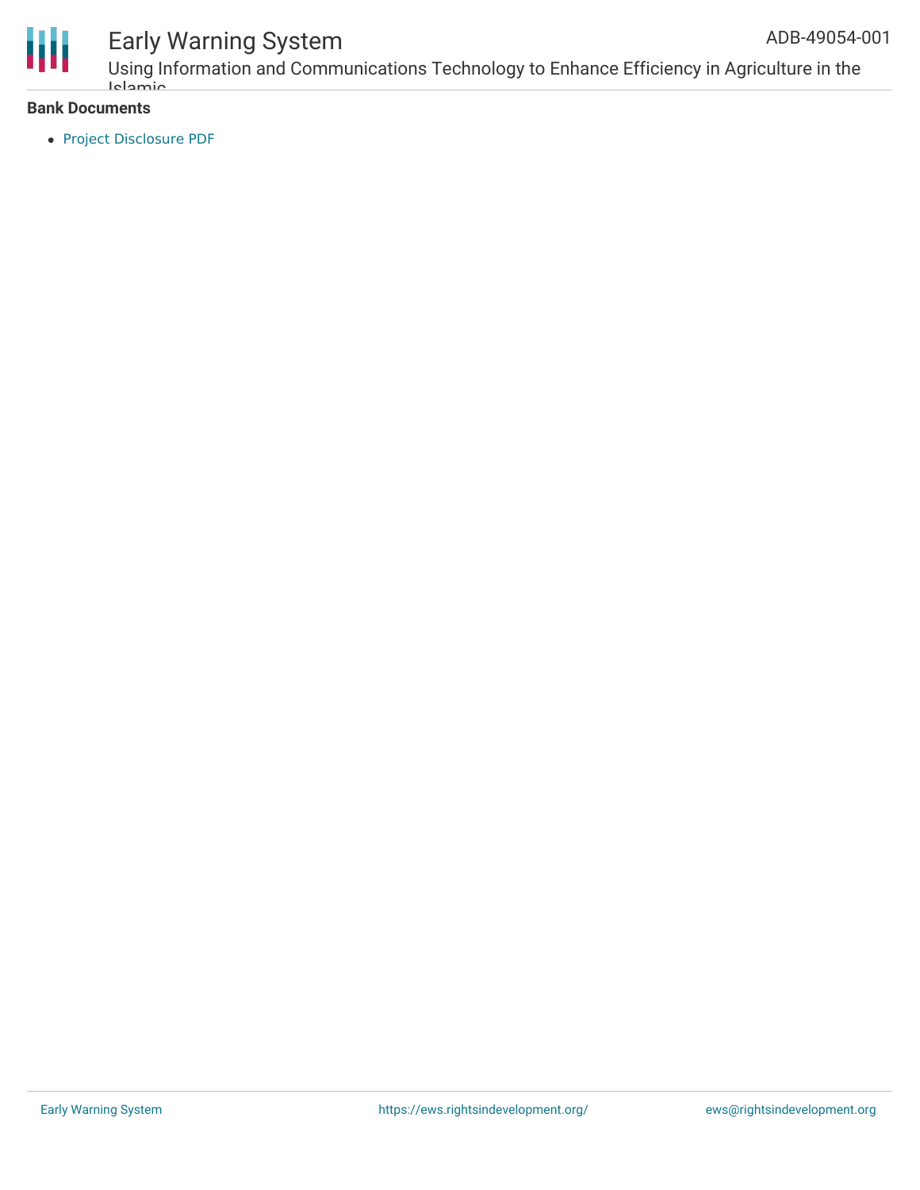### Bank Documents

- Project Disclosure PDF